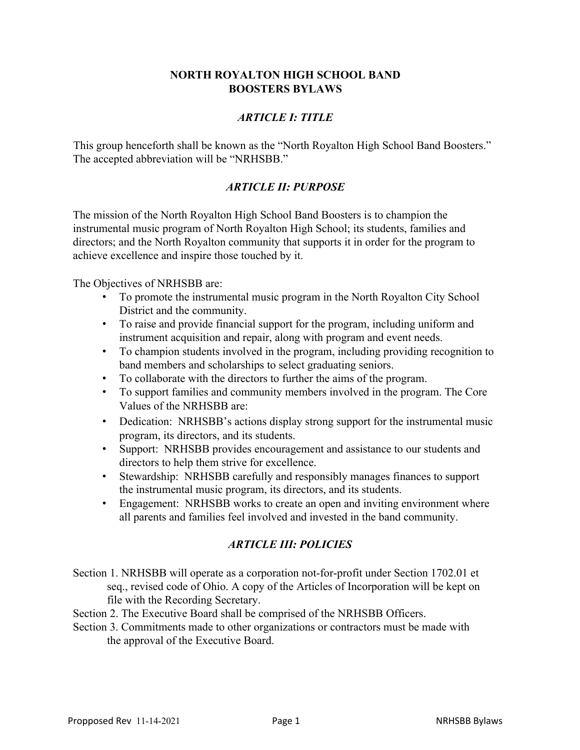# NORTH ROYALTON HIGH SCHOOL BAND BOOSTERS BYLAWS

## *ARTICLE I: TITLE*

This group henceforth shall be known as the "North Royalton High School Band Boosters." The accepted abbreviation will be "NRHSBB."

## *ARTICLE II: PURPOSE*

The mission of the North Royalton High School Band Boosters is to champion the instrumental music program of North Royalton High School; its students, families and directors; and the North Royalton community that supports it in order for the program to achieve excellence and inspire those touched by it.

The Objectives of NRHSBB are:

- To promote the instrumental music program in the North Royalton City School District and the community.
- To raise and provide financial support for the program, including uniform and instrument acquisition and repair, along with program and event needs.
- To champion students involved in the program, including providing recognition to band members and scholarships to select graduating seniors.
- To collaborate with the directors to further the aims of the program.
- To support families and community members involved in the program. The Core Values of the NRHSBB are:
- Dedication: NRHSBB's actions display strong support for the instrumental music program, its directors, and its students.
- Support: NRHSBB provides encouragement and assistance to our students and directors to help them strive for excellence.
- Stewardship: NRHSBB carefully and responsibly manages finances to support the instrumental music program, its directors, and its students.
- Engagement: NRHSBB works to create an open and inviting environment where all parents and families feel involved and invested in the band community.

## *ARTICLE III: POLICIES*

Section 1. NRHSBB will operate as a corporation not-for-profit under Section 1702.01 et seq., revised code of Ohio. A copy of the Articles of Incorporation will be kept on file with the Recording Secretary.

Section 2. The Executive Board shall be comprised of the NRHSBB Officers.

Section 3. Commitments made to other organizations or contractors must be made with the approval of the Executive Board.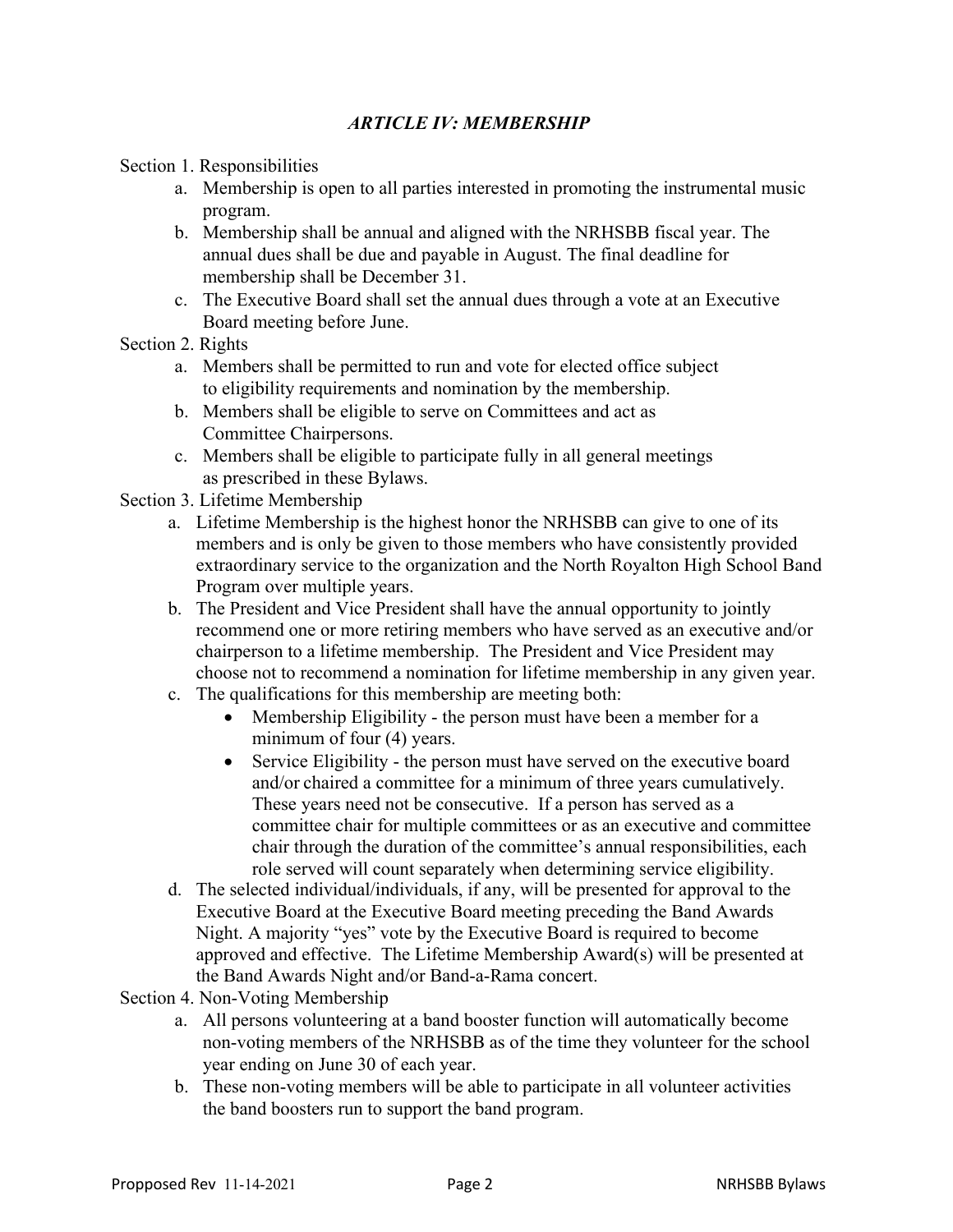## *ARTICLE IV: MEMBERSHIP*

Section 1. Responsibilities

a. Membership is open to all parties interested in promoting the instrumental music program.
b. Membership shall be annual and aligned with the NRHSBB fiscal year. The annual dues shall be due and payable in August. The final deadline for membership shall be December 31.
c. The Executive Board shall set the annual dues through a vote at an Executive Board meeting before June.

Section 2. Rights

a. Members shall be permitted to run and vote for elected office subject to eligibility requirements and nomination by the membership.
b. Members shall be eligible to serve on Committees and act as Committee Chairpersons.
c. Members shall be eligible to participate fully in all general meetings as prescribed in these Bylaws.

Section 3. Lifetime Membership

a. Lifetime Membership is the highest honor the NRHSBB can give to one of its members and is only be given to those members who have consistently provided extraordinary service to the organization and the North Royalton High School Band Program over multiple years.
b. The President and Vice President shall have the annual opportunity to jointly recommend one or more retiring members who have served as an executive and/or chairperson to a lifetime membership. The President and Vice President may choose not to recommend a nomination for lifetime membership in any given year.
c. The qualifications for this membership are meeting both:
    - Membership Eligibility - the person must have been a member for a minimum of four (4) years.
    - Service Eligibility - the person must have served on the executive board and/or chaired a committee for a minimum of three years cumulatively. These years need not be consecutive. If a person has served as a committee chair for multiple committees or as an executive and committee chair through the duration of the committee's annual responsibilities, each role served will count separately when determining service eligibility.
d. The selected individual/individuals, if any, will be presented for approval to the Executive Board at the Executive Board meeting preceding the Band Awards Night. A majority "yes" vote by the Executive Board is required to become approved and effective. The Lifetime Membership Award(s) will be presented at the Band Awards Night and/or Band-a-Rama concert.

Section 4. Non-Voting Membership

a. All persons volunteering at a band booster function will automatically become non-voting members of the NRHSBB as of the time they volunteer for the school year ending on June 30 of each year.
b. These non-voting members will be able to participate in all volunteer activities the band boosters run to support the band program.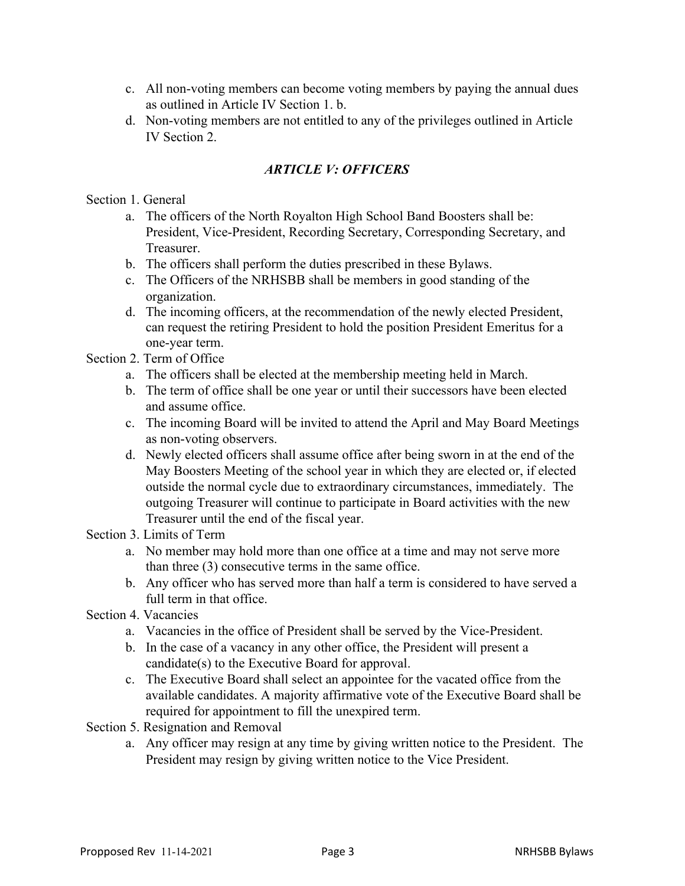c. All non-voting members can become voting members by paying the annual dues as outlined in Article IV Section 1. b.
d. Non-voting members are not entitled to any of the privileges outlined in Article IV Section 2.

## *ARTICLE V: OFFICERS*

Section 1. General

a. The officers of the North Royalton High School Band Boosters shall be: President, Vice-President, Recording Secretary, Corresponding Secretary, and Treasurer.
b. The officers shall perform the duties prescribed in these Bylaws.
c. The Officers of the NRHSBB shall be members in good standing of the organization.
d. The incoming officers, at the recommendation of the newly elected President, can request the retiring President to hold the position President Emeritus for a one-year term.

Section 2. Term of Office

a. The officers shall be elected at the membership meeting held in March.
b. The term of office shall be one year or until their successors have been elected and assume office.
c. The incoming Board will be invited to attend the April and May Board Meetings as non-voting observers.
d. Newly elected officers shall assume office after being sworn in at the end of the May Boosters Meeting of the school year in which they are elected or, if elected outside the normal cycle due to extraordinary circumstances, immediately. The outgoing Treasurer will continue to participate in Board activities with the new Treasurer until the end of the fiscal year.

Section 3. Limits of Term

a. No member may hold more than one office at a time and may not serve more than three (3) consecutive terms in the same office.
b. Any officer who has served more than half a term is considered to have served a full term in that office.

Section 4. Vacancies

a. Vacancies in the office of President shall be served by the Vice-President.
b. In the case of a vacancy in any other office, the President will present a candidate(s) to the Executive Board for approval.
c. The Executive Board shall select an appointee for the vacated office from the available candidates. A majority affirmative vote of the Executive Board shall be required for appointment to fill the unexpired term.

Section 5. Resignation and Removal

a. Any officer may resign at any time by giving written notice to the President. The President may resign by giving written notice to the Vice President.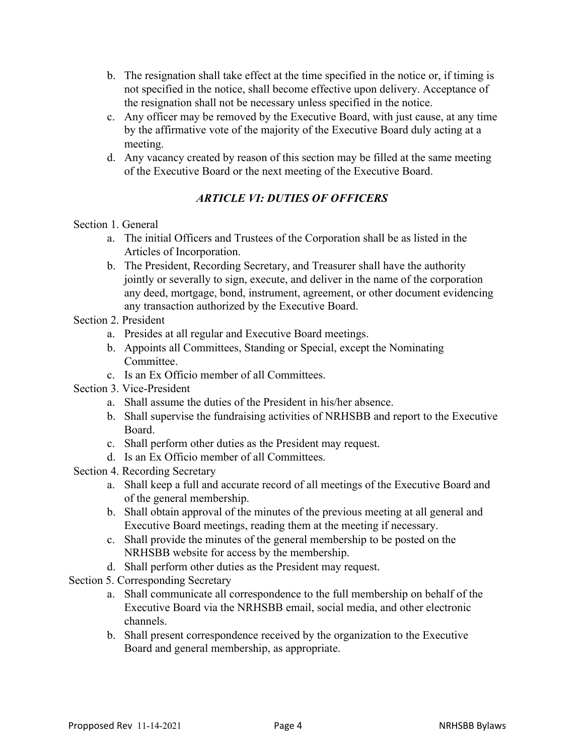b. The resignation shall take effect at the time specified in the notice or, if timing is not specified in the notice, shall become effective upon delivery. Acceptance of the resignation shall not be necessary unless specified in the notice.
c. Any officer may be removed by the Executive Board, with just cause, at any time by the affirmative vote of the majority of the Executive Board duly acting at a meeting.
d. Any vacancy created by reason of this section may be filled at the same meeting of the Executive Board or the next meeting of the Executive Board.

## *ARTICLE VI: DUTIES OF OFFICERS*

Section 1. General

a. The initial Officers and Trustees of the Corporation shall be as listed in the Articles of Incorporation.
b. The President, Recording Secretary, and Treasurer shall have the authority jointly or severally to sign, execute, and deliver in the name of the corporation any deed, mortgage, bond, instrument, agreement, or other document evidencing any transaction authorized by the Executive Board.

Section 2. President

a. Presides at all regular and Executive Board meetings.
b. Appoints all Committees, Standing or Special, except the Nominating Committee.
c. Is an Ex Officio member of all Committees.

Section 3. Vice-President

a. Shall assume the duties of the President in his/her absence.
b. Shall supervise the fundraising activities of NRHSBB and report to the Executive Board.
c. Shall perform other duties as the President may request.
d. Is an Ex Officio member of all Committees.

Section 4. Recording Secretary

a. Shall keep a full and accurate record of all meetings of the Executive Board and of the general membership.
b. Shall obtain approval of the minutes of the previous meeting at all general and Executive Board meetings, reading them at the meeting if necessary.
c. Shall provide the minutes of the general membership to be posted on the NRHSBB website for access by the membership.
d. Shall perform other duties as the President may request.

Section 5. Corresponding Secretary

a. Shall communicate all correspondence to the full membership on behalf of the Executive Board via the NRHSBB email, social media, and other electronic channels.
b. Shall present correspondence received by the organization to the Executive Board and general membership, as appropriate.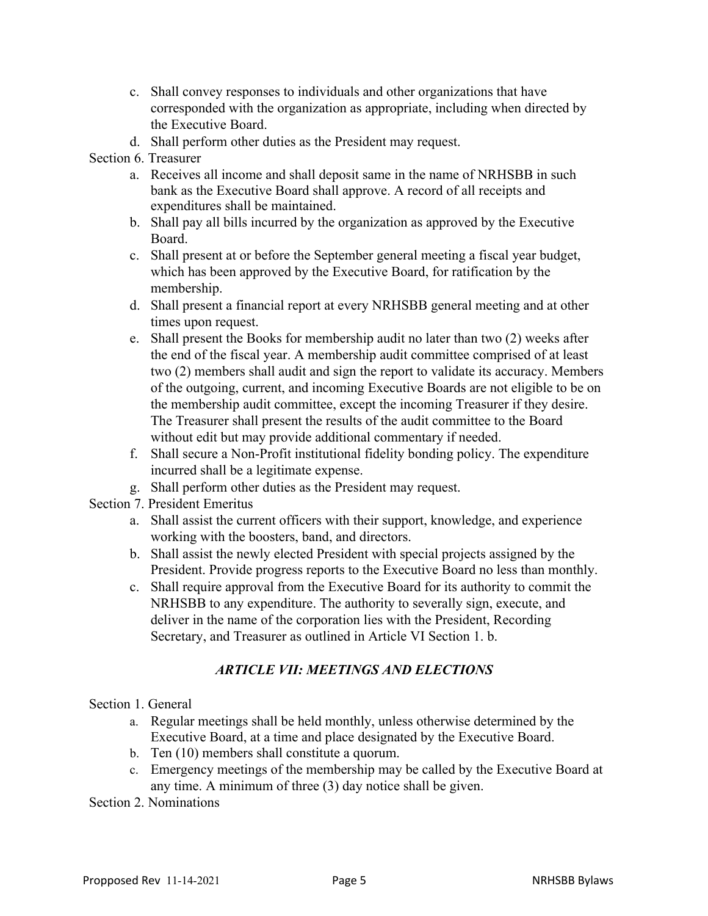c. Shall convey responses to individuals and other organizations that have corresponded with the organization as appropriate, including when directed by the Executive Board.
d. Shall perform other duties as the President may request.

Section 6. Treasurer

a. Receives all income and shall deposit same in the name of NRHSBB in such bank as the Executive Board shall approve. A record of all receipts and expenditures shall be maintained.
b. Shall pay all bills incurred by the organization as approved by the Executive Board.
c. Shall present at or before the September general meeting a fiscal year budget, which has been approved by the Executive Board, for ratification by the membership.
d. Shall present a financial report at every NRHSBB general meeting and at other times upon request.
e. Shall present the Books for membership audit no later than two (2) weeks after the end of the fiscal year. A membership audit committee comprised of at least two (2) members shall audit and sign the report to validate its accuracy. Members of the outgoing, current, and incoming Executive Boards are not eligible to be on the membership audit committee, except the incoming Treasurer if they desire. The Treasurer shall present the results of the audit committee to the Board without edit but may provide additional commentary if needed.
f. Shall secure a Non-Profit institutional fidelity bonding policy. The expenditure incurred shall be a legitimate expense.
g. Shall perform other duties as the President may request.

Section 7. President Emeritus

a. Shall assist the current officers with their support, knowledge, and experience working with the boosters, band, and directors.
b. Shall assist the newly elected President with special projects assigned by the President. Provide progress reports to the Executive Board no less than monthly.
c. Shall require approval from the Executive Board for its authority to commit the NRHSBB to any expenditure. The authority to severally sign, execute, and deliver in the name of the corporation lies with the President, Recording Secretary, and Treasurer as outlined in Article VI Section 1. b.

## *ARTICLE VII: MEETINGS AND ELECTIONS*

Section 1. General

a. Regular meetings shall be held monthly, unless otherwise determined by the Executive Board, at a time and place designated by the Executive Board.
b. Ten (10) members shall constitute a quorum.
c. Emergency meetings of the membership may be called by the Executive Board at any time. A minimum of three (3) day notice shall be given.

Section 2. Nominations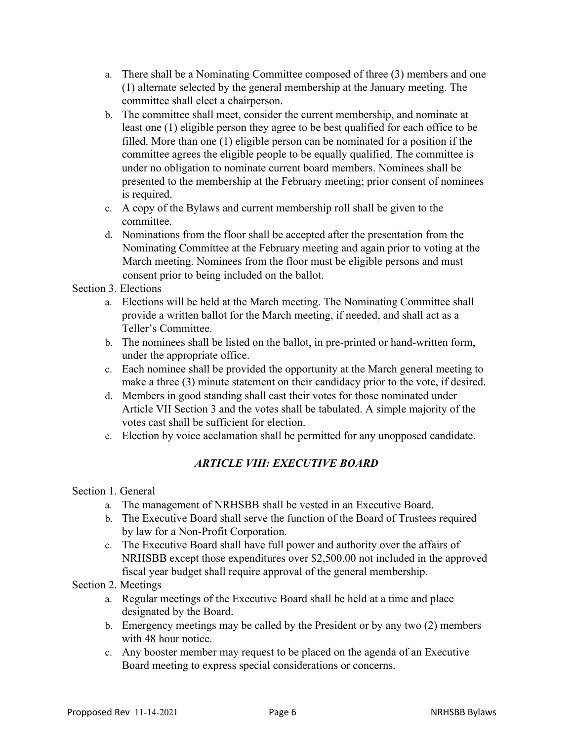a. There shall be a Nominating Committee composed of three (3) members and one (1) alternate selected by the general membership at the January meeting. The committee shall elect a chairperson.
b. The committee shall meet, consider the current membership, and nominate at least one (1) eligible person they agree to be best qualified for each office to be filled. More than one (1) eligible person can be nominated for a position if the committee agrees the eligible people to be equally qualified. The committee is under no obligation to nominate current board members. Nominees shall be presented to the membership at the February meeting; prior consent of nominees is required.
c. A copy of the Bylaws and current membership roll shall be given to the committee.
d. Nominations from the floor shall be accepted after the presentation from the Nominating Committee at the February meeting and again prior to voting at the March meeting. Nominees from the floor must be eligible persons and must consent prior to being included on the ballot.

Section 3. Elections

a. Elections will be held at the March meeting. The Nominating Committee shall provide a written ballot for the March meeting, if needed, and shall act as a Teller's Committee.
b. The nominees shall be listed on the ballot, in pre-printed or hand-written form, under the appropriate office.
c. Each nominee shall be provided the opportunity at the March general meeting to make a three (3) minute statement on their candidacy prior to the vote, if desired.
d. Members in good standing shall cast their votes for those nominated under Article VII Section 3 and the votes shall be tabulated. A simple majority of the votes cast shall be sufficient for election.
e. Election by voice acclamation shall be permitted for any unopposed candidate.

## *ARTICLE VIII: EXECUTIVE BOARD*

Section 1. General

a. The management of NRHSBB shall be vested in an Executive Board.
b. The Executive Board shall serve the function of the Board of Trustees required by law for a Non-Profit Corporation.
c. The Executive Board shall have full power and authority over the affairs of NRHSBB except those expenditures over $2,500.00 not included in the approved fiscal year budget shall require approval of the general membership.

Section 2. Meetings

a. Regular meetings of the Executive Board shall be held at a time and place designated by the Board.
b. Emergency meetings may be called by the President or by any two (2) members with 48 hour notice.
c. Any booster member may request to be placed on the agenda of an Executive Board meeting to express special considerations or concerns.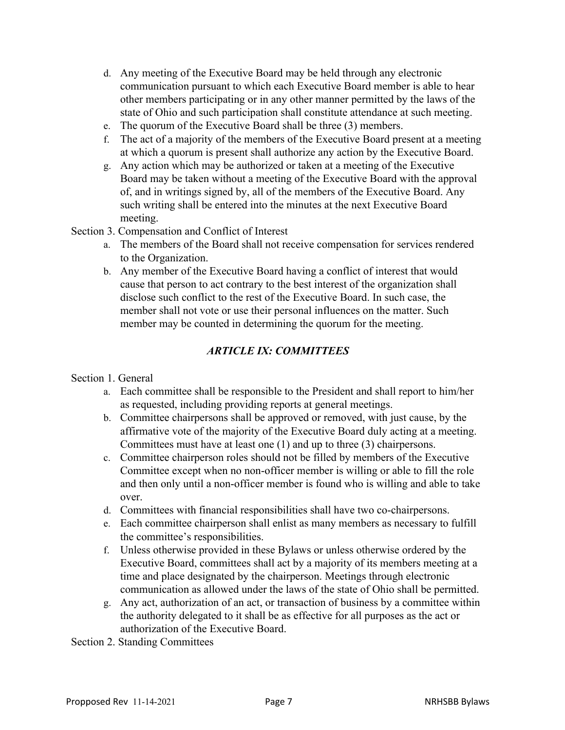d. Any meeting of the Executive Board may be held through any electronic communication pursuant to which each Executive Board member is able to hear other members participating or in any other manner permitted by the laws of the state of Ohio and such participation shall constitute attendance at such meeting.
e. The quorum of the Executive Board shall be three (3) members.
f. The act of a majority of the members of the Executive Board present at a meeting at which a quorum is present shall authorize any action by the Executive Board.
g. Any action which may be authorized or taken at a meeting of the Executive Board may be taken without a meeting of the Executive Board with the approval of, and in writings signed by, all of the members of the Executive Board. Any such writing shall be entered into the minutes at the next Executive Board meeting.

Section 3. Compensation and Conflict of Interest

a. The members of the Board shall not receive compensation for services rendered to the Organization.
b. Any member of the Executive Board having a conflict of interest that would cause that person to act contrary to the best interest of the organization shall disclose such conflict to the rest of the Executive Board. In such case, the member shall not vote or use their personal influences on the matter. Such member may be counted in determining the quorum for the meeting.

## *ARTICLE IX: COMMITTEES*

Section 1. General

a. Each committee shall be responsible to the President and shall report to him/her as requested, including providing reports at general meetings.
b. Committee chairpersons shall be approved or removed, with just cause, by the affirmative vote of the majority of the Executive Board duly acting at a meeting. Committees must have at least one (1) and up to three (3) chairpersons.
c. Committee chairperson roles should not be filled by members of the Executive Committee except when no non-officer member is willing or able to fill the role and then only until a non-officer member is found who is willing and able to take over.
d. Committees with financial responsibilities shall have two co-chairpersons.
e. Each committee chairperson shall enlist as many members as necessary to fulfill the committee's responsibilities.
f. Unless otherwise provided in these Bylaws or unless otherwise ordered by the Executive Board, committees shall act by a majority of its members meeting at a time and place designated by the chairperson. Meetings through electronic communication as allowed under the laws of the state of Ohio shall be permitted.
g. Any act, authorization of an act, or transaction of business by a committee within the authority delegated to it shall be as effective for all purposes as the act or authorization of the Executive Board.

Section 2. Standing Committees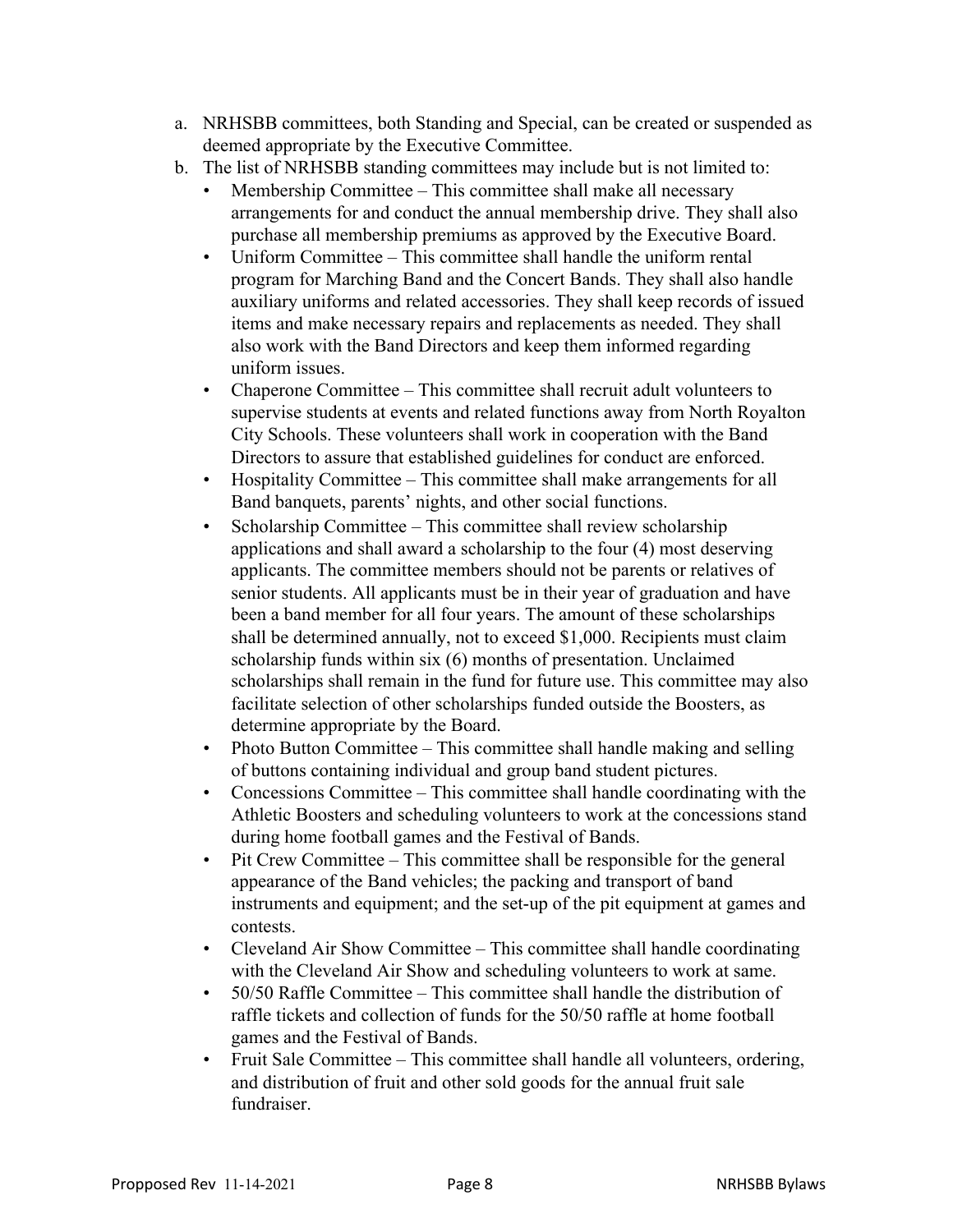a. NRHSBB committees, both Standing and Special, can be created or suspended as deemed appropriate by the Executive Committee.
b. The list of NRHSBB standing committees may include but is not limited to:
   - Membership Committee – This committee shall make all necessary arrangements for and conduct the annual membership drive. They shall also purchase all membership premiums as approved by the Executive Board.
   - Uniform Committee – This committee shall handle the uniform rental program for Marching Band and the Concert Bands. They shall also handle auxiliary uniforms and related accessories. They shall keep records of issued items and make necessary repairs and replacements as needed. They shall also work with the Band Directors and keep them informed regarding uniform issues.
   - Chaperone Committee – This committee shall recruit adult volunteers to supervise students at events and related functions away from North Royalton City Schools. These volunteers shall work in cooperation with the Band Directors to assure that established guidelines for conduct are enforced.
   - Hospitality Committee – This committee shall make arrangements for all Band banquets, parents' nights, and other social functions.
   - Scholarship Committee – This committee shall review scholarship applications and shall award a scholarship to the four (4) most deserving applicants. The committee members should not be parents or relatives of senior students. All applicants must be in their year of graduation and have been a band member for all four years. The amount of these scholarships shall be determined annually, not to exceed $1,000. Recipients must claim scholarship funds within six (6) months of presentation. Unclaimed scholarships shall remain in the fund for future use. This committee may also facilitate selection of other scholarships funded outside the Boosters, as determine appropriate by the Board.
   - Photo Button Committee – This committee shall handle making and selling of buttons containing individual and group band student pictures.
   - Concessions Committee – This committee shall handle coordinating with the Athletic Boosters and scheduling volunteers to work at the concessions stand during home football games and the Festival of Bands.
   - Pit Crew Committee – This committee shall be responsible for the general appearance of the Band vehicles; the packing and transport of band instruments and equipment; and the set-up of the pit equipment at games and contests.
   - Cleveland Air Show Committee – This committee shall handle coordinating with the Cleveland Air Show and scheduling volunteers to work at same.
   - 50/50 Raffle Committee – This committee shall handle the distribution of raffle tickets and collection of funds for the 50/50 raffle at home football games and the Festival of Bands.
   - Fruit Sale Committee – This committee shall handle all volunteers, ordering, and distribution of fruit and other sold goods for the annual fruit sale fundraiser.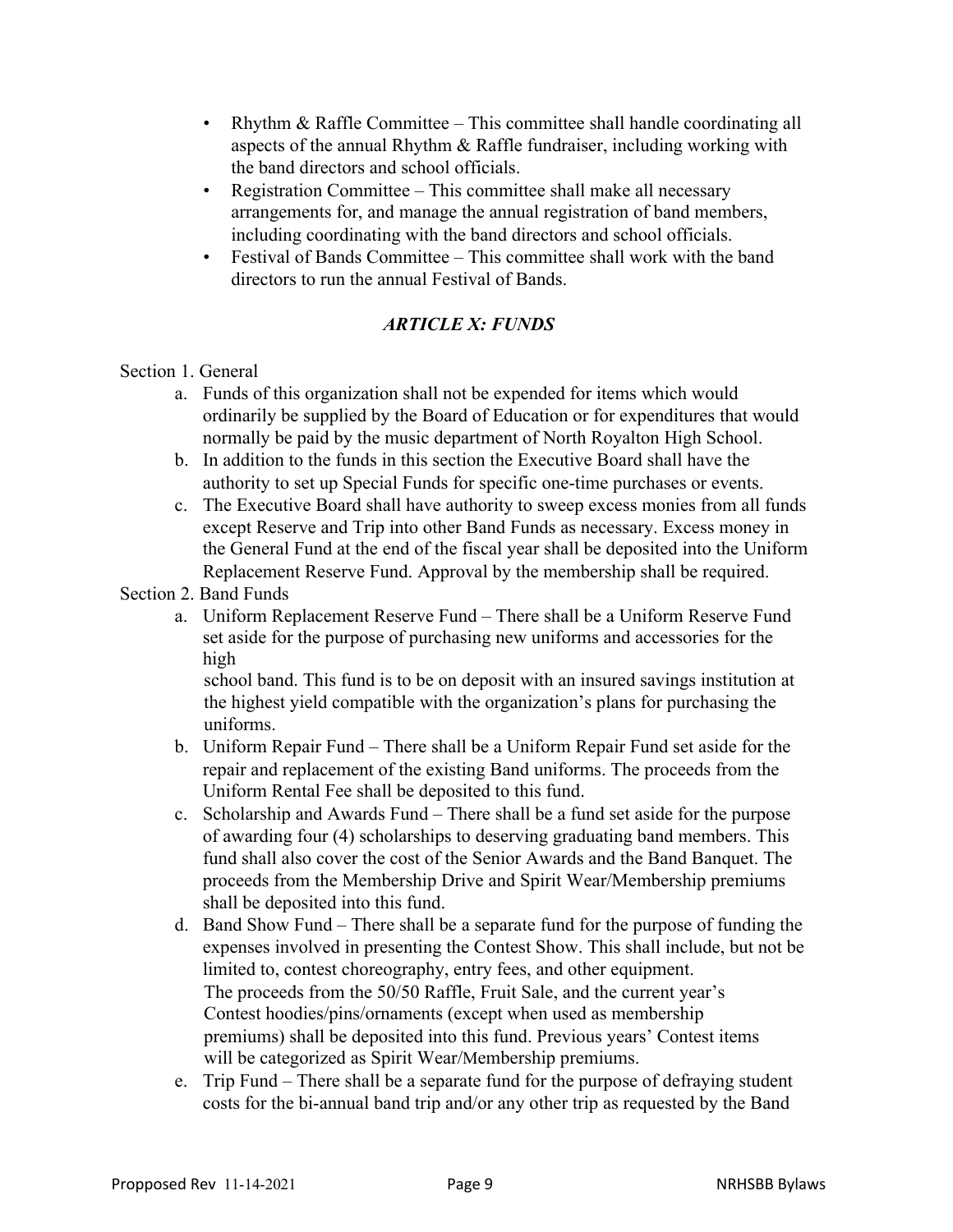- Rhythm & Raffle Committee – This committee shall handle coordinating all aspects of the annual Rhythm & Raffle fundraiser, including working with the band directors and school officials.
- Registration Committee – This committee shall make all necessary arrangements for, and manage the annual registration of band members, including coordinating with the band directors and school officials.
- Festival of Bands Committee – This committee shall work with the band directors to run the annual Festival of Bands.

## *ARTICLE X: FUNDS*

Section 1. General

a. Funds of this organization shall not be expended for items which would ordinarily be supplied by the Board of Education or for expenditures that would normally be paid by the music department of North Royalton High School.
b. In addition to the funds in this section the Executive Board shall have the authority to set up Special Funds for specific one-time purchases or events.
c. The Executive Board shall have authority to sweep excess monies from all funds except Reserve and Trip into other Band Funds as necessary. Excess money in the General Fund at the end of the fiscal year shall be deposited into the Uniform Replacement Reserve Fund. Approval by the membership shall be required.

Section 2. Band Funds

a. Uniform Replacement Reserve Fund – There shall be a Uniform Reserve Fund set aside for the purpose of purchasing new uniforms and accessories for the high school band. This fund is to be on deposit with an insured savings institution at the highest yield compatible with the organization's plans for purchasing the uniforms.
b. Uniform Repair Fund – There shall be a Uniform Repair Fund set aside for the repair and replacement of the existing Band uniforms. The proceeds from the Uniform Rental Fee shall be deposited to this fund.
c. Scholarship and Awards Fund – There shall be a fund set aside for the purpose of awarding four (4) scholarships to deserving graduating band members. This fund shall also cover the cost of the Senior Awards and the Band Banquet. The proceeds from the Membership Drive and Spirit Wear/Membership premiums shall be deposited into this fund.
d. Band Show Fund – There shall be a separate fund for the purpose of funding the expenses involved in presenting the Contest Show. This shall include, but not be limited to, contest choreography, entry fees, and other equipment. The proceeds from the 50/50 Raffle, Fruit Sale, and the current year's Contest hoodies/pins/ornaments (except when used as membership premiums) shall be deposited into this fund. Previous years' Contest items will be categorized as Spirit Wear/Membership premiums.
e. Trip Fund – There shall be a separate fund for the purpose of defraying student costs for the bi-annual band trip and/or any other trip as requested by the Band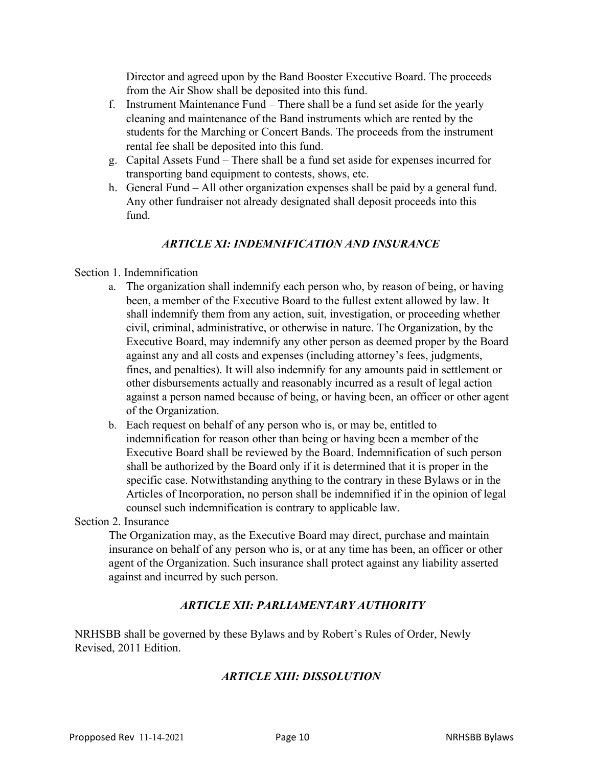Director and agreed upon by the Band Booster Executive Board. The proceeds from the Air Show shall be deposited into this fund.

f. Instrument Maintenance Fund – There shall be a fund set aside for the yearly cleaning and maintenance of the Band instruments which are rented by the students for the Marching or Concert Bands. The proceeds from the instrument rental fee shall be deposited into this fund.
g. Capital Assets Fund – There shall be a fund set aside for expenses incurred for transporting band equipment to contests, shows, etc.
h. General Fund – All other organization expenses shall be paid by a general fund. Any other fundraiser not already designated shall deposit proceeds into this fund.

## *ARTICLE XI: INDEMNIFICATION AND INSURANCE*

Section 1. Indemnification

a. The organization shall indemnify each person who, by reason of being, or having been, a member of the Executive Board to the fullest extent allowed by law. It shall indemnify them from any action, suit, investigation, or proceeding whether civil, criminal, administrative, or otherwise in nature. The Organization, by the Executive Board, may indemnify any other person as deemed proper by the Board against any and all costs and expenses (including attorney's fees, judgments, fines, and penalties). It will also indemnify for any amounts paid in settlement or other disbursements actually and reasonably incurred as a result of legal action against a person named because of being, or having been, an officer or other agent of the Organization.
b. Each request on behalf of any person who is, or may be, entitled to indemnification for reason other than being or having been a member of the Executive Board shall be reviewed by the Board. Indemnification of such person shall be authorized by the Board only if it is determined that it is proper in the specific case. Notwithstanding anything to the contrary in these Bylaws or in the Articles of Incorporation, no person shall be indemnified if in the opinion of legal counsel such indemnification is contrary to applicable law.

Section 2. Insurance

The Organization may, as the Executive Board may direct, purchase and maintain insurance on behalf of any person who is, or at any time has been, an officer or other agent of the Organization. Such insurance shall protect against any liability asserted against and incurred by such person.

## *ARTICLE XII: PARLIAMENTARY AUTHORITY*

NRHSBB shall be governed by these Bylaws and by Robert's Rules of Order, Newly Revised, 2011 Edition.

## *ARTICLE XIII: DISSOLUTION*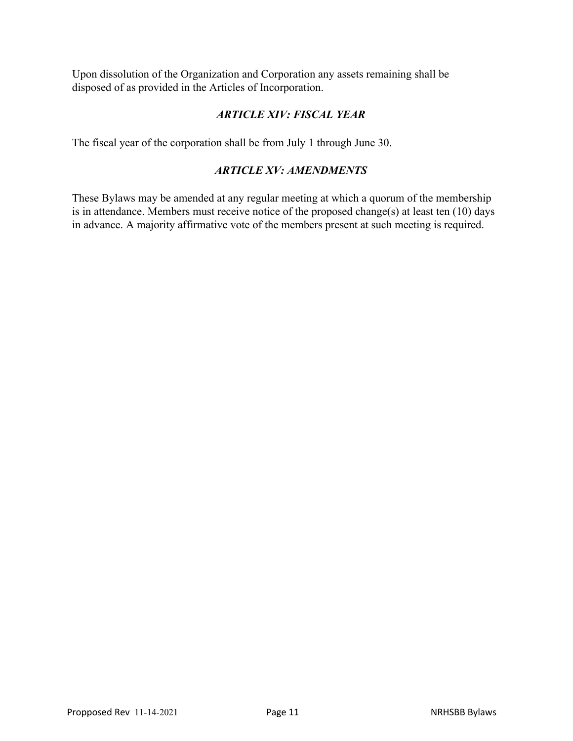Upon dissolution of the Organization and Corporation any assets remaining shall be disposed of as provided in the Articles of Incorporation.

## *ARTICLE XIV: FISCAL YEAR*

The fiscal year of the corporation shall be from July 1 through June 30.

## *ARTICLE XV: AMENDMENTS*

These Bylaws may be amended at any regular meeting at which a quorum of the membership is in attendance. Members must receive notice of the proposed change(s) at least ten (10) days in advance. A majority affirmative vote of the members present at such meeting is required.